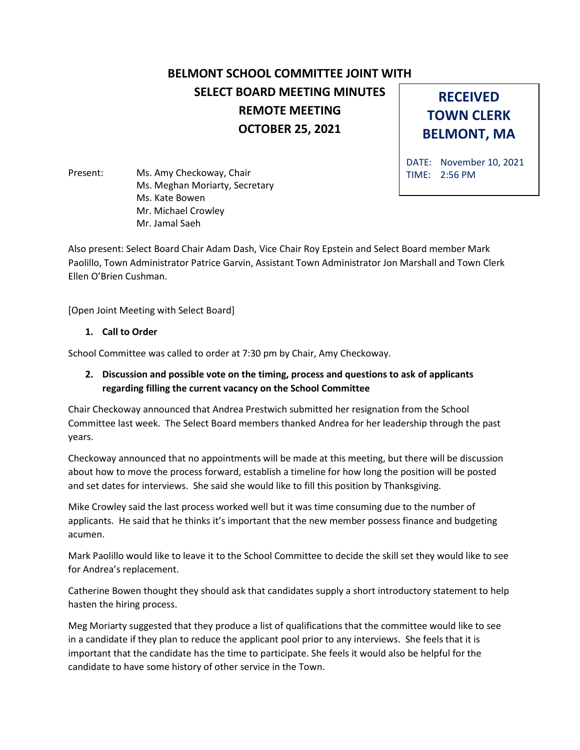# BELMONT SCHOOL COMMITTEE JOINT WITH SELECT BOARD MEETING MINUTES REMOTE MEETING OCTOBER 25, 2021

**RECEIVED TOWN CLERK BELMONT, MA**

DATE: November 10, 2021
TIME: 2:56 PM

Present: Ms. Amy Checkoway, Chair
Ms. Meghan Moriarty, Secretary
Ms. Kate Bowen
Mr. Michael Crowley
Mr. Jamal Saeh

Also present: Select Board Chair Adam Dash, Vice Chair Roy Epstein and Select Board member Mark Paolillo, Town Administrator Patrice Garvin, Assistant Town Administrator Jon Marshall and Town Clerk Ellen O'Brien Cushman.

[Open Joint Meeting with Select Board]

1. **Call to Order**

School Committee was called to order at 7:30 pm by Chair, Amy Checkoway.

2. **Discussion and possible vote on the timing, process and questions to ask of applicants regarding filling the current vacancy on the School Committee**

Chair Checkoway announced that Andrea Prestwich submitted her resignation from the School Committee last week. The Select Board members thanked Andrea for her leadership through the past years.

Checkoway announced that no appointments will be made at this meeting, but there will be discussion about how to move the process forward, establish a timeline for how long the position will be posted and set dates for interviews. She said she would like to fill this position by Thanksgiving.

Mike Crowley said the last process worked well but it was time consuming due to the number of applicants. He said that he thinks it's important that the new member possess finance and budgeting acumen.

Mark Paolillo would like to leave it to the School Committee to decide the skill set they would like to see for Andrea's replacement.

Catherine Bowen thought they should ask that candidates supply a short introductory statement to help hasten the hiring process.

Meg Moriarty suggested that they produce a list of qualifications that the committee would like to see in a candidate if they plan to reduce the applicant pool prior to any interviews. She feels that it is important that the candidate has the time to participate. She feels it would also be helpful for the candidate to have some history of other service in the Town.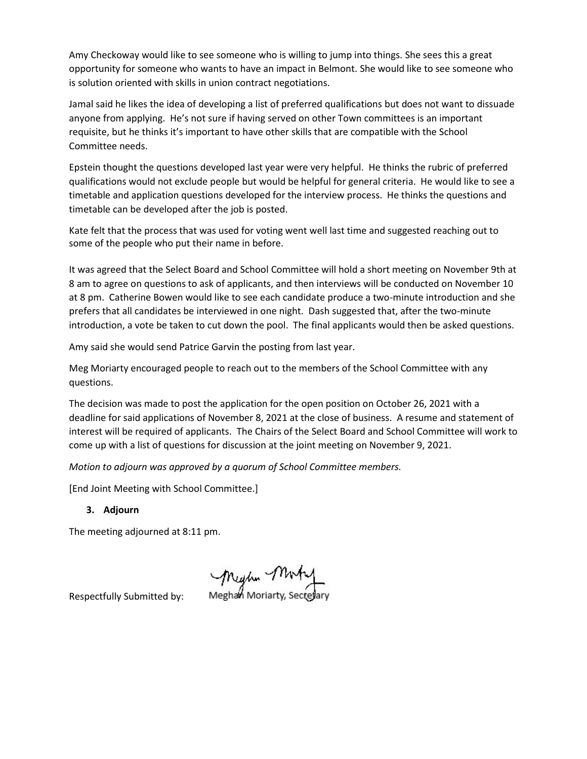Amy Checkoway would like to see someone who is willing to jump into things. She sees this a great opportunity for someone who wants to have an impact in Belmont. She would like to see someone who is solution oriented with skills in union contract negotiations.

Jamal said he likes the idea of developing a list of preferred qualifications but does not want to dissuade anyone from applying. He's not sure if having served on other Town committees is an important requisite, but he thinks it's important to have other skills that are compatible with the School Committee needs.

Epstein thought the questions developed last year were very helpful. He thinks the rubric of preferred qualifications would not exclude people but would be helpful for general criteria. He would like to see a timetable and application questions developed for the interview process. He thinks the questions and timetable can be developed after the job is posted.

Kate felt that the process that was used for voting went well last time and suggested reaching out to some of the people who put their name in before.

It was agreed that the Select Board and School Committee will hold a short meeting on November 9th at 8 am to agree on questions to ask of applicants, and then interviews will be conducted on November 10 at 8 pm. Catherine Bowen would like to see each candidate produce a two-minute introduction and she prefers that all candidates be interviewed in one night. Dash suggested that, after the two-minute introduction, a vote be taken to cut down the pool. The final applicants would then be asked questions.

Amy said she would send Patrice Garvin the posting from last year.

Meg Moriarty encouraged people to reach out to the members of the School Committee with any questions.

The decision was made to post the application for the open position on October 26, 2021 with a deadline for said applications of November 8, 2021 at the close of business. A resume and statement of interest will be required of applicants. The Chairs of the Select Board and School Committee will work to come up with a list of questions for discussion at the joint meeting on November 9, 2021.

*Motion to adjourn was approved by a quorum of School Committee members.*

[End Joint Meeting with School Committee.]

**3. Adjourn**

The meeting adjourned at 8:11 pm.

Respectfully Submitted by: Meghan Moriarty, Secretary